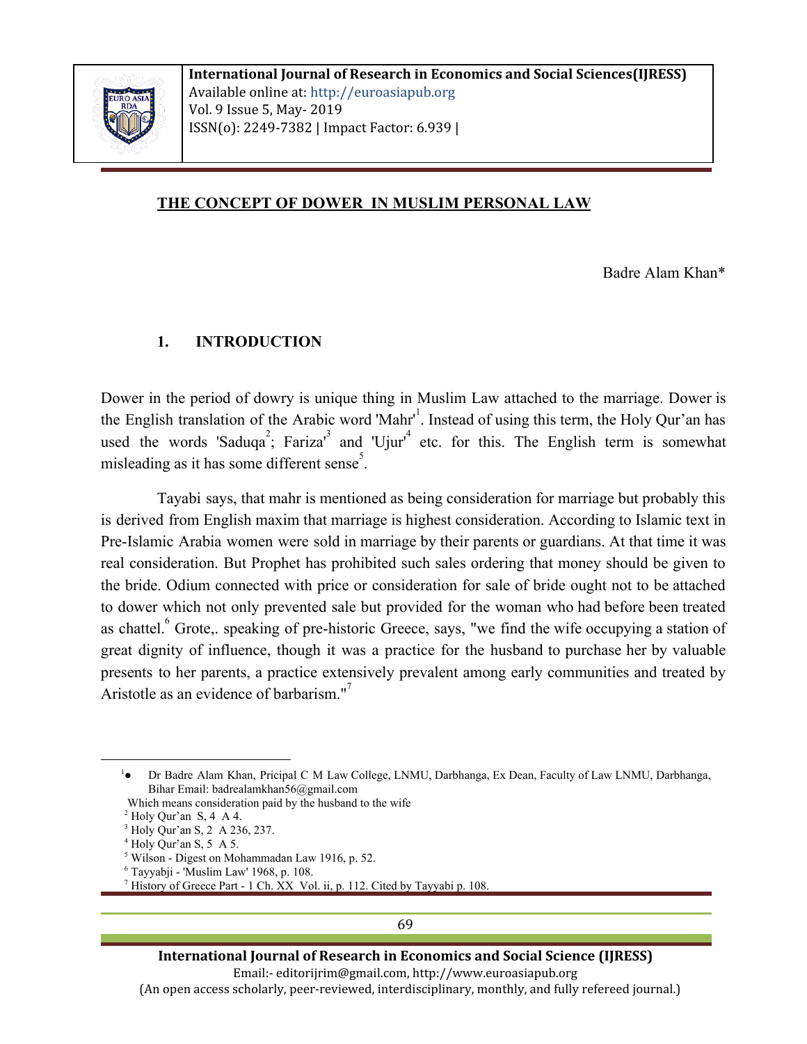# THE CONCEPT OF DOWER IN MUSLIM PERSONAL LAW

Badre Alam Khan*

## 1. INTRODUCTION

Dower in the period of dowry is unique thing in Muslim Law attached to the marriage. Dower is the English translation of the Arabic word 'Mahr'[1]. Instead of using this term, the Holy Qur'an has used the words 'Saduqa[2]; Fariza'[3] and 'Ujur'[4] etc. for this. The English term is somewhat misleading as it has some different sense[5].

Tayabi says, that mahr is mentioned as being consideration for marriage but probably this is derived from English maxim that marriage is highest consideration. According to Islamic text in Pre-Islamic Arabia women were sold in marriage by their parents or guardians. At that time it was real consideration. But Prophet has prohibited such sales ordering that money should be given to the bride. Odium connected with price or consideration for sale of bride ought not to be attached to dower which not only prevented sale but provided for the woman who had before been treated as chattel.[6] Grote,. speaking of pre-historic Greece, says, "we find the wife occupying a station of great dignity of influence, though it was a practice for the husband to purchase her by valuable presents to her parents, a practice extensively prevalent among early communities and treated by Aristotle as an evidence of barbarism."[7]

---

[1]● Dr Badre Alam Khan, Pricipal C M Law College, LNMU, Darbhanga, Ex Dean, Faculty of Law LNMU, Darbhanga, Bihar Email: badrealamkhan56@gmail.com

Which means consideration paid by the husband to the wife

[2] Holy Qur'an S, 4 A 4.

[3] Holy Qur'an S, 2 A 236, 237.

[4] Holy Qur'an S, 5 A 5.

[5] Wilson - Digest on Mohammadan Law 1916, p. 52.

[6] Tayyabji - 'Muslim Law' 1968, p. 108.

[7] History of Greece Part - 1 Ch. XX Vol. ii, p. 112. Cited by Tayyabi p. 108.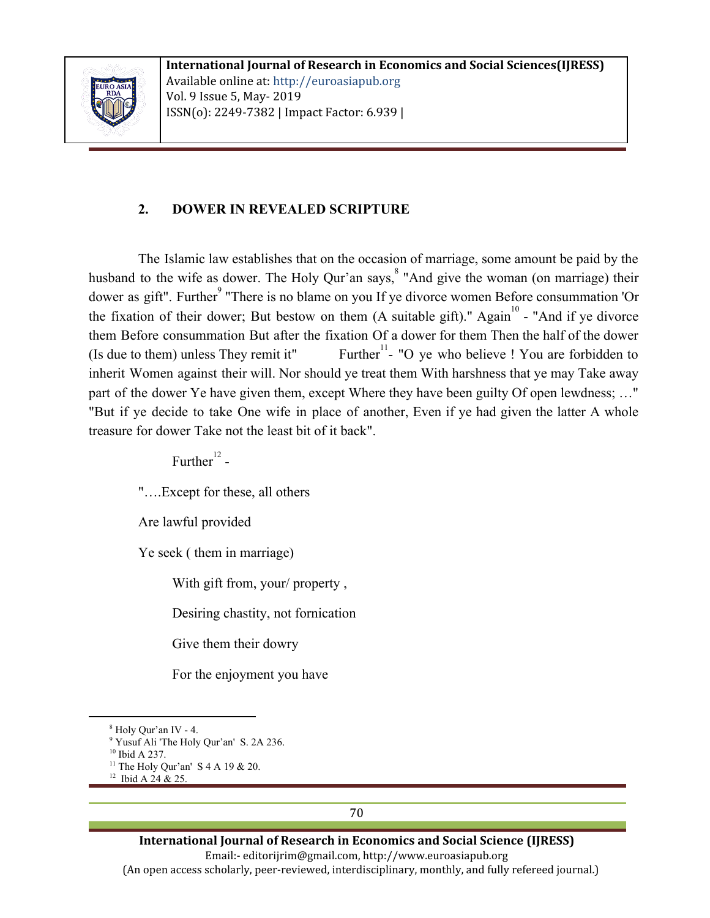## 2. DOWER IN REVEALED SCRIPTURE

The Islamic law establishes that on the occasion of marriage, some amount be paid by the husband to the wife as dower. The Holy Qur'an says,[8] "And give the woman (on marriage) their dower as gift". Further[9] "There is no blame on you If ye divorce women Before consummation 'Or the fixation of their dower; But bestow on them (A suitable gift)." Again[10] - "And if ye divorce them Before consummation But after the fixation Of a dower for them Then the half of the dower (Is due to them) unless They remit it" Further[11]- "O ye who believe ! You are forbidden to inherit Women against their will. Nor should ye treat them With harshness that ye may Take away part of the dower Ye have given them, except Where they have been guilty Of open lewdness; …" "But if ye decide to take One wife in place of another, Even if ye had given the latter A whole treasure for dower Take not the least bit of it back".

Further[12] -

"….Except for these, all others

Are lawful provided

Ye seek ( them in marriage)

With gift from, your/ property ,

Desiring chastity, not fornication

Give them their dowry

For the enjoyment you have

---

[8] Holy Qur'an IV - 4.
[9] Yusuf Ali 'The Holy Qur'an' S. 2A 236.
[10] Ibid A 237.
[11] The Holy Qur'an' S 4 A 19 & 20.
[12] Ibid A 24 & 25.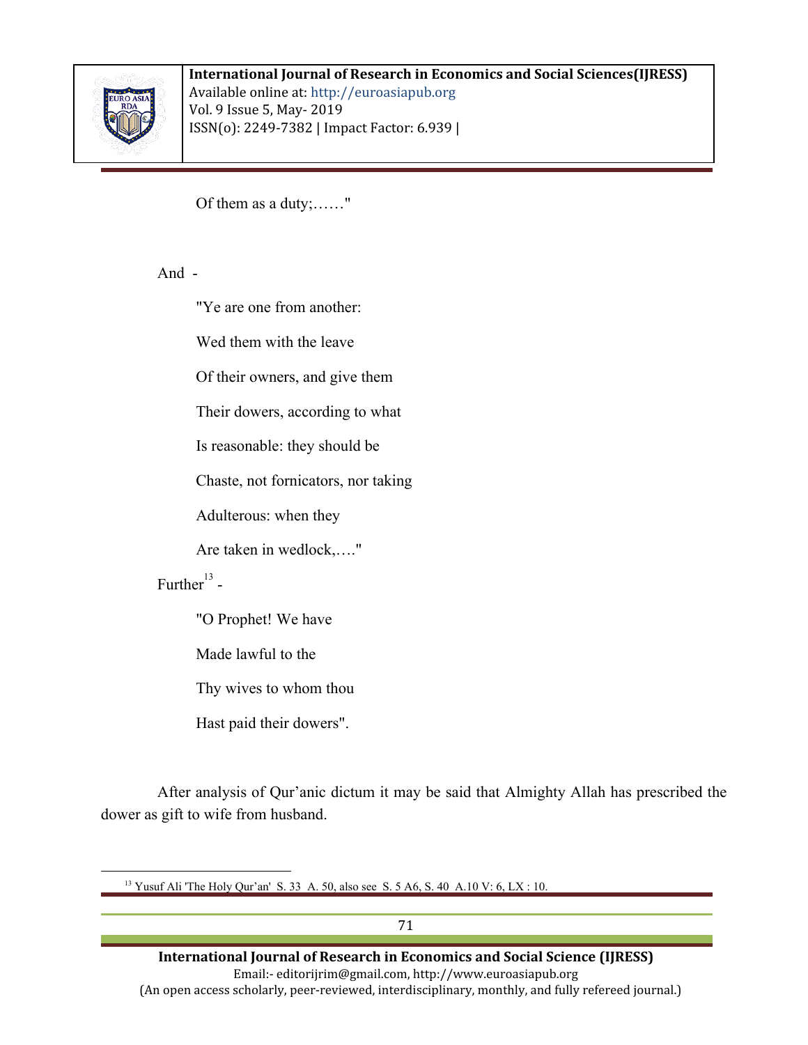Of them as a duty;……"

And -

"Ye are one from another:

Wed them with the leave

Of their owners, and give them

Their dowers, according to what

Is reasonable: they should be

Chaste, not fornicators, nor taking

Adulterous: when they

Are taken in wedlock,…."

Further[13] -

"O Prophet! We have

Made lawful to the

Thy wives to whom thou

Hast paid their dowers".

After analysis of Qur'anic dictum it may be said that Almighty Allah has prescribed the dower as gift to wife from husband.

---

[13] Yusuf Ali 'The Holy Qur'an' S. 33 A. 50, also see S. 5 A6, S. 40 A.10 V: 6, LX : 10.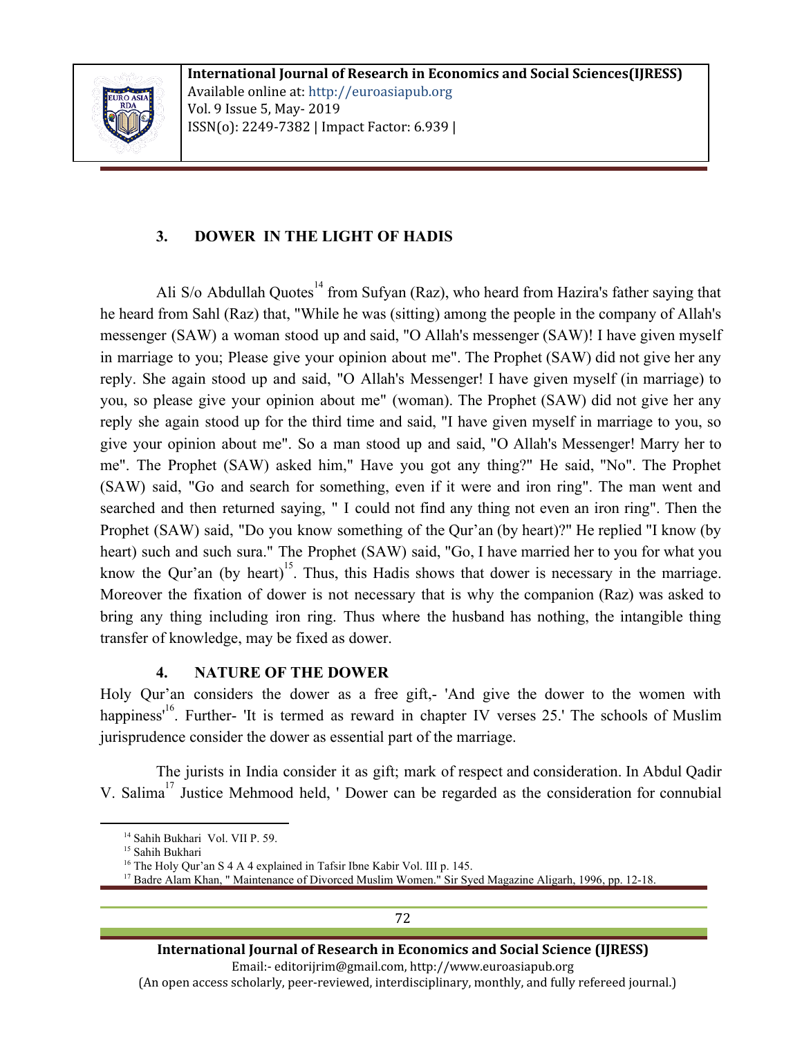## 3. DOWER IN THE LIGHT OF HADIS

Ali S/o Abdullah Quotes[14] from Sufyan (Raz), who heard from Hazira's father saying that he heard from Sahl (Raz) that, "While he was (sitting) among the people in the company of Allah's messenger (SAW) a woman stood up and said, "O Allah's messenger (SAW)! I have given myself in marriage to you; Please give your opinion about me". The Prophet (SAW) did not give her any reply. She again stood up and said, "O Allah's Messenger! I have given myself (in marriage) to you, so please give your opinion about me" (woman). The Prophet (SAW) did not give her any reply she again stood up for the third time and said, "I have given myself in marriage to you, so give your opinion about me". So a man stood up and said, "O Allah's Messenger! Marry her to me". The Prophet (SAW) asked him," Have you got any thing?" He said, "No". The Prophet (SAW) said, "Go and search for something, even if it were and iron ring". The man went and searched and then returned saying, " I could not find any thing not even an iron ring". Then the Prophet (SAW) said, "Do you know something of the Qur'an (by heart)?" He replied "I know (by heart) such and such sura." The Prophet (SAW) said, "Go, I have married her to you for what you know the Qur'an (by heart)[15]. Thus, this Hadis shows that dower is necessary in the marriage. Moreover the fixation of dower is not necessary that is why the companion (Raz) was asked to bring any thing including iron ring. Thus where the husband has nothing, the intangible thing transfer of knowledge, may be fixed as dower.

## 4. NATURE OF THE DOWER

Holy Qur'an considers the dower as a free gift,- 'And give the dower to the women with happiness'[16]. Further- 'It is termed as reward in chapter IV verses 25.' The schools of Muslim jurisprudence consider the dower as essential part of the marriage.

The jurists in India consider it as gift; mark of respect and consideration. In Abdul Qadir V. Salima[17] Justice Mehmood held, ' Dower can be regarded as the consideration for connubial

---

[14] Sahih Bukhari Vol. VII P. 59.

[15] Sahih Bukhari

[16] The Holy Qur'an S 4 A 4 explained in Tafsir Ibne Kabir Vol. III p. 145.

[17] Badre Alam Khan, " Maintenance of Divorced Muslim Women." Sir Syed Magazine Aligarh, 1996, pp. 12-18.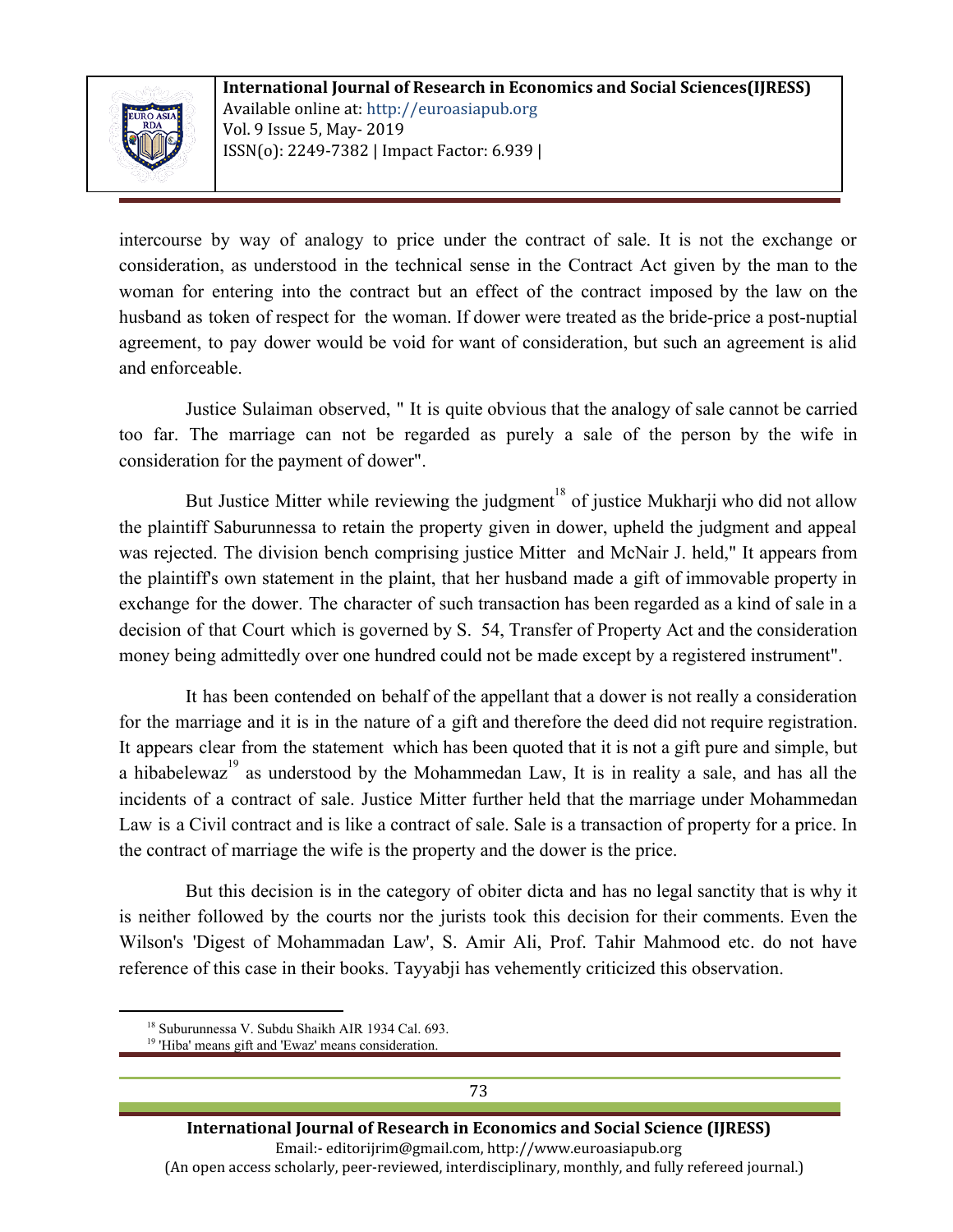intercourse by way of analogy to price under the contract of sale. It is not the exchange or consideration, as understood in the technical sense in the Contract Act given by the man to the woman for entering into the contract but an effect of the contract imposed by the law on the husband as token of respect for the woman. If dower were treated as the bride-price a post-nuptial agreement, to pay dower would be void for want of consideration, but such an agreement is alid and enforceable.

Justice Sulaiman observed, " It is quite obvious that the analogy of sale cannot be carried too far. The marriage can not be regarded as purely a sale of the person by the wife in consideration for the payment of dower".

But Justice Mitter while reviewing the judgment[18] of justice Mukharji who did not allow the plaintiff Saburunnessa to retain the property given in dower, upheld the judgment and appeal was rejected. The division bench comprising justice Mitter and McNair J. held," It appears from the plaintiff's own statement in the plaint, that her husband made a gift of immovable property in exchange for the dower. The character of such transaction has been regarded as a kind of sale in a decision of that Court which is governed by S. 54, Transfer of Property Act and the consideration money being admittedly over one hundred could not be made except by a registered instrument".

It has been contended on behalf of the appellant that a dower is not really a consideration for the marriage and it is in the nature of a gift and therefore the deed did not require registration. It appears clear from the statement which has been quoted that it is not a gift pure and simple, but a hibabelewaz[19] as understood by the Mohammedan Law, It is in reality a sale, and has all the incidents of a contract of sale. Justice Mitter further held that the marriage under Mohammedan Law is a Civil contract and is like a contract of sale. Sale is a transaction of property for a price. In the contract of marriage the wife is the property and the dower is the price.

But this decision is in the category of obiter dicta and has no legal sanctity that is why it is neither followed by the courts nor the jurists took this decision for their comments. Even the Wilson's 'Digest of Mohammadan Law', S. Amir Ali, Prof. Tahir Mahmood etc. do not have reference of this case in their books. Tayyabji has vehemently criticized this observation.

---

[18] Suburunnessa V. Subdu Shaikh AIR 1934 Cal. 693.

[19] 'Hiba' means gift and 'Ewaz' means consideration.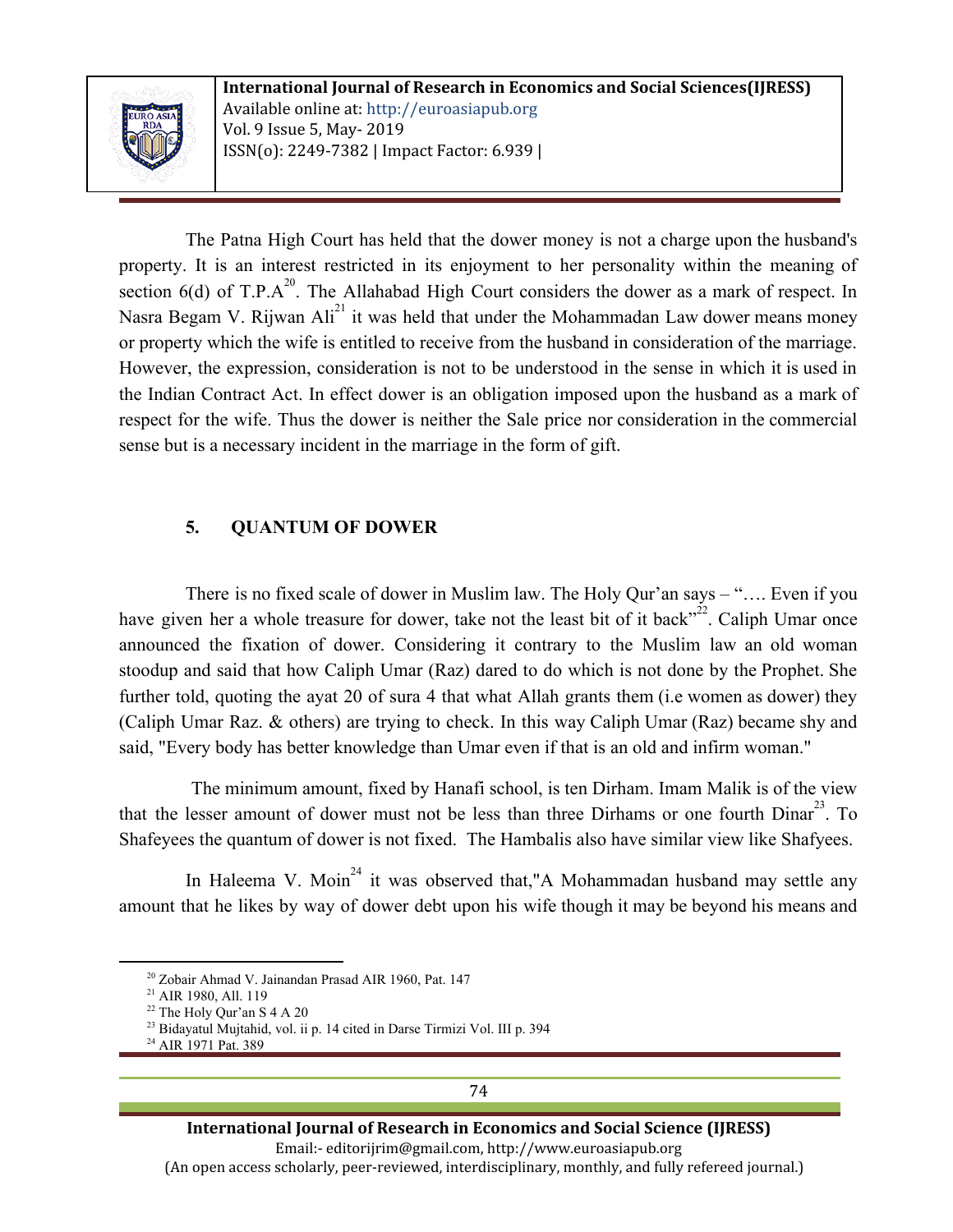The Patna High Court has held that the dower money is not a charge upon the husband's property. It is an interest restricted in its enjoyment to her personality within the meaning of section 6(d) of T.P.A[20]. The Allahabad High Court considers the dower as a mark of respect. In Nasra Begam V. Rijwan Ali[21] it was held that under the Mohammadan Law dower means money or property which the wife is entitled to receive from the husband in consideration of the marriage. However, the expression, consideration is not to be understood in the sense in which it is used in the Indian Contract Act. In effect dower is an obligation imposed upon the husband as a mark of respect for the wife. Thus the dower is neither the Sale price nor consideration in the commercial sense but is a necessary incident in the marriage in the form of gift.

## 5. QUANTUM OF DOWER

There is no fixed scale of dower in Muslim law. The Holy Qur'an says – "…. Even if you have given her a whole treasure for dower, take not the least bit of it back"[22]. Caliph Umar once announced the fixation of dower. Considering it contrary to the Muslim law an old woman stoodup and said that how Caliph Umar (Raz) dared to do which is not done by the Prophet. She further told, quoting the ayat 20 of sura 4 that what Allah grants them (i.e women as dower) they (Caliph Umar Raz. & others) are trying to check. In this way Caliph Umar (Raz) became shy and said, "Every body has better knowledge than Umar even if that is an old and infirm woman."

The minimum amount, fixed by Hanafi school, is ten Dirham. Imam Malik is of the view that the lesser amount of dower must not be less than three Dirhams or one fourth Dinar[23]. To Shafeyees the quantum of dower is not fixed. The Hambalis also have similar view like Shafyees.

In Haleema V. Moin[24] it was observed that,"A Mohammadan husband may settle any amount that he likes by way of dower debt upon his wife though it may be beyond his means and

---

[20] Zobair Ahmad V. Jainandan Prasad AIR 1960, Pat. 147

[21] AIR 1980, All. 119

[22] The Holy Qur'an S 4 A 20

[23] Bidayatul Mujtahid, vol. ii p. 14 cited in Darse Tirmizi Vol. III p. 394

[24] AIR 1971 Pat. 389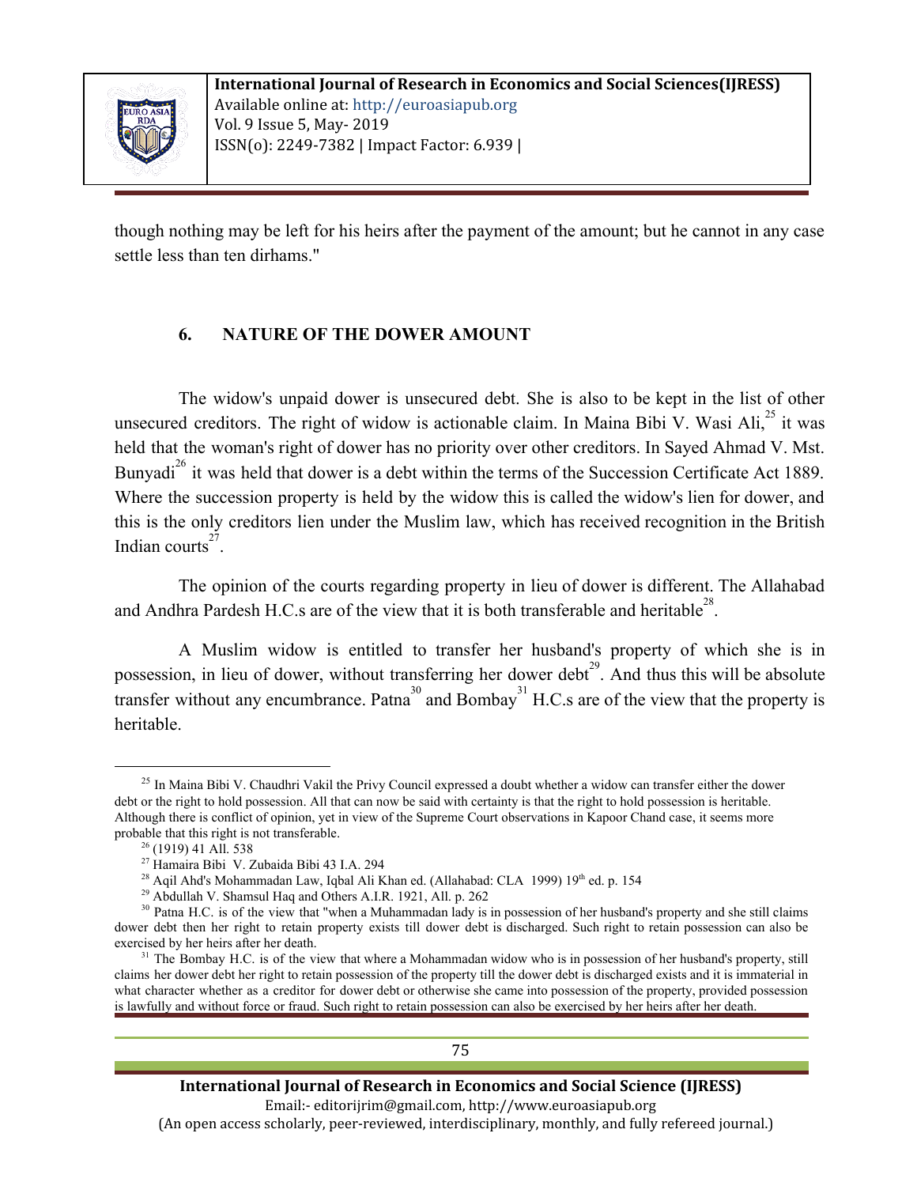though nothing may be left for his heirs after the payment of the amount; but he cannot in any case settle less than ten dirhams."

## 6. NATURE OF THE DOWER AMOUNT

The widow's unpaid dower is unsecured debt. She is also to be kept in the list of other unsecured creditors. The right of widow is actionable claim. In Maina Bibi V. Wasi Ali,[25] it was held that the woman's right of dower has no priority over other creditors. In Sayed Ahmad V. Mst. Bunyadi[26] it was held that dower is a debt within the terms of the Succession Certificate Act 1889. Where the succession property is held by the widow this is called the widow's lien for dower, and this is the only creditors lien under the Muslim law, which has received recognition in the British Indian courts[27].

The opinion of the courts regarding property in lieu of dower is different. The Allahabad and Andhra Pardesh H.C.s are of the view that it is both transferable and heritable[28].

A Muslim widow is entitled to transfer her husband's property of which she is in possession, in lieu of dower, without transferring her dower debt[29]. And thus this will be absolute transfer without any encumbrance. Patna[30] and Bombay[31] H.C.s are of the view that the property is heritable.

---

[25] In Maina Bibi V. Chaudhri Vakil the Privy Council expressed a doubt whether a widow can transfer either the dower debt or the right to hold possession. All that can now be said with certainty is that the right to hold possession is heritable. Although there is conflict of opinion, yet in view of the Supreme Court observations in Kapoor Chand case, it seems more probable that this right is not transferable.

[26] (1919) 41 All. 538

[27] Hamaira Bibi V. Zubaida Bibi 43 I.A. 294

[28] Aqil Ahd's Mohammadan Law, Iqbal Ali Khan ed. (Allahabad: CLA 1999) 19th ed. p. 154

[29] Abdullah V. Shamsul Haq and Others A.I.R. 1921, All. p. 262

[30] Patna H.C. is of the view that "when a Muhammadan lady is in possession of her husband's property and she still claims dower debt then her right to retain property exists till dower debt is discharged. Such right to retain possession can also be exercised by her heirs after her death.

[31] The Bombay H.C. is of the view that where a Mohammadan widow who is in possession of her husband's property, still claims her dower debt her right to retain possession of the property till the dower debt is discharged exists and it is immaterial in what character whether as a creditor for dower debt or otherwise she came into possession of the property, provided possession is lawfully and without force or fraud. Such right to retain possession can also be exercised by her heirs after her death.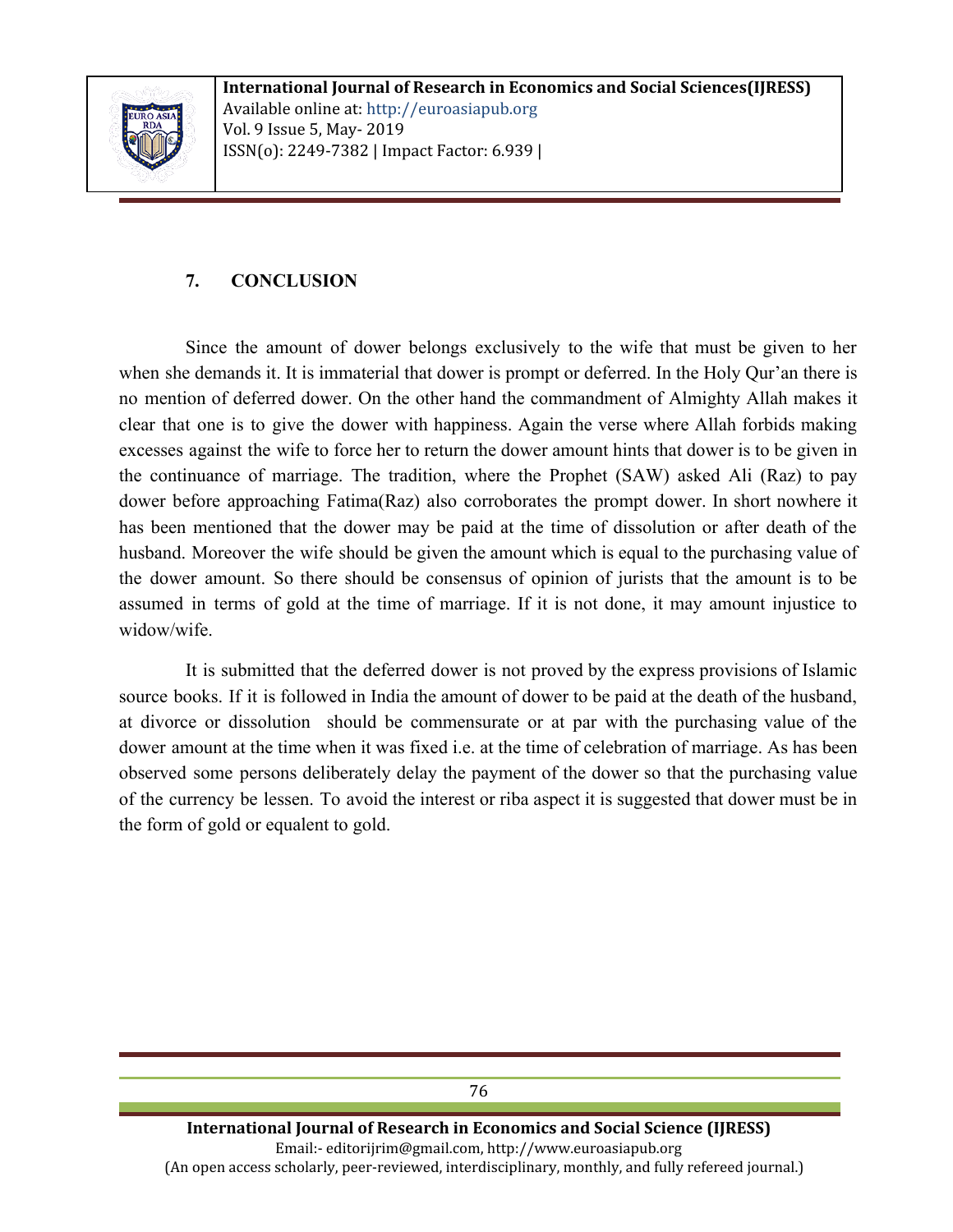## 7. CONCLUSION

Since the amount of dower belongs exclusively to the wife that must be given to her when she demands it. It is immaterial that dower is prompt or deferred. In the Holy Qur'an there is no mention of deferred dower. On the other hand the commandment of Almighty Allah makes it clear that one is to give the dower with happiness. Again the verse where Allah forbids making excesses against the wife to force her to return the dower amount hints that dower is to be given in the continuance of marriage. The tradition, where the Prophet (SAW) asked Ali (Raz) to pay dower before approaching Fatima(Raz) also corroborates the prompt dower. In short nowhere it has been mentioned that the dower may be paid at the time of dissolution or after death of the husband. Moreover the wife should be given the amount which is equal to the purchasing value of the dower amount. So there should be consensus of opinion of jurists that the amount is to be assumed in terms of gold at the time of marriage. If it is not done, it may amount injustice to widow/wife.

It is submitted that the deferred dower is not proved by the express provisions of Islamic source books. If it is followed in India the amount of dower to be paid at the death of the husband, at divorce or dissolution should be commensurate or at par with the purchasing value of the dower amount at the time when it was fixed i.e. at the time of celebration of marriage. As has been observed some persons deliberately delay the payment of the dower so that the purchasing value of the currency be lessen. To avoid the interest or riba aspect it is suggested that dower must be in the form of gold or equalent to gold.